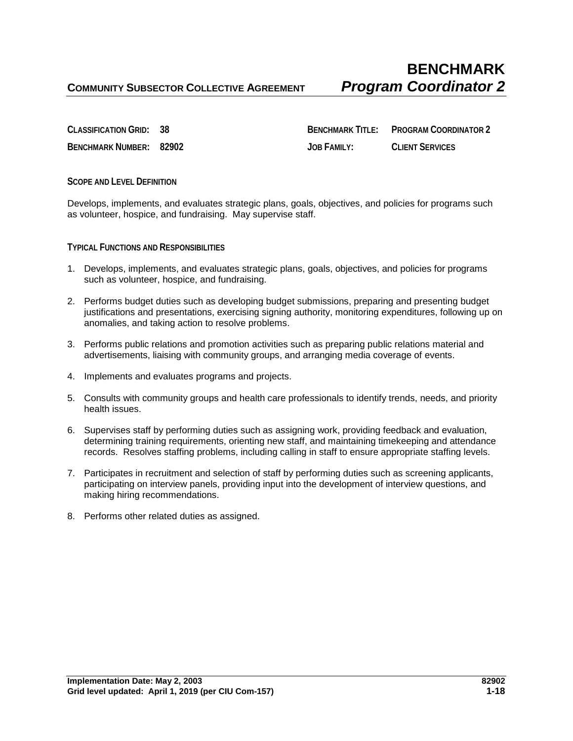# BENCHMARK

## COMMUNITY SUBSECTOR COLLECTIVE AGREEMENT — *Program Coordinator 2*

| | | | |
|---|---|---|---|
| **CLASSIFICATION GRID:** | **38** | **BENCHMARK TITLE:** | **PROGRAM COORDINATOR 2** |
| **BENCHMARK NUMBER:** | **82902** | **JOB FAMILY:** | **CLIENT SERVICES** |

### SCOPE AND LEVEL DEFINITION

Develops, implements, and evaluates strategic plans, goals, objectives, and policies for programs such as volunteer, hospice, and fundraising. May supervise staff.

### TYPICAL FUNCTIONS AND RESPONSIBILITIES

1. Develops, implements, and evaluates strategic plans, goals, objectives, and policies for programs such as volunteer, hospice, and fundraising.
2. Performs budget duties such as developing budget submissions, preparing and presenting budget justifications and presentations, exercising signing authority, monitoring expenditures, following up on anomalies, and taking action to resolve problems.
3. Performs public relations and promotion activities such as preparing public relations material and advertisements, liaising with community groups, and arranging media coverage of events.
4. Implements and evaluates programs and projects.
5. Consults with community groups and health care professionals to identify trends, needs, and priority health issues.
6. Supervises staff by performing duties such as assigning work, providing feedback and evaluation, determining training requirements, orienting new staff, and maintaining timekeeping and attendance records. Resolves staffing problems, including calling in staff to ensure appropriate staffing levels.
7. Participates in recruitment and selection of staff by performing duties such as screening applicants, participating on interview panels, providing input into the development of interview questions, and making hiring recommendations.
8. Performs other related duties as assigned.

**Implementation Date: May 2, 2003**
**Grid level updated: April 1, 2019 (per CIU Com-157)**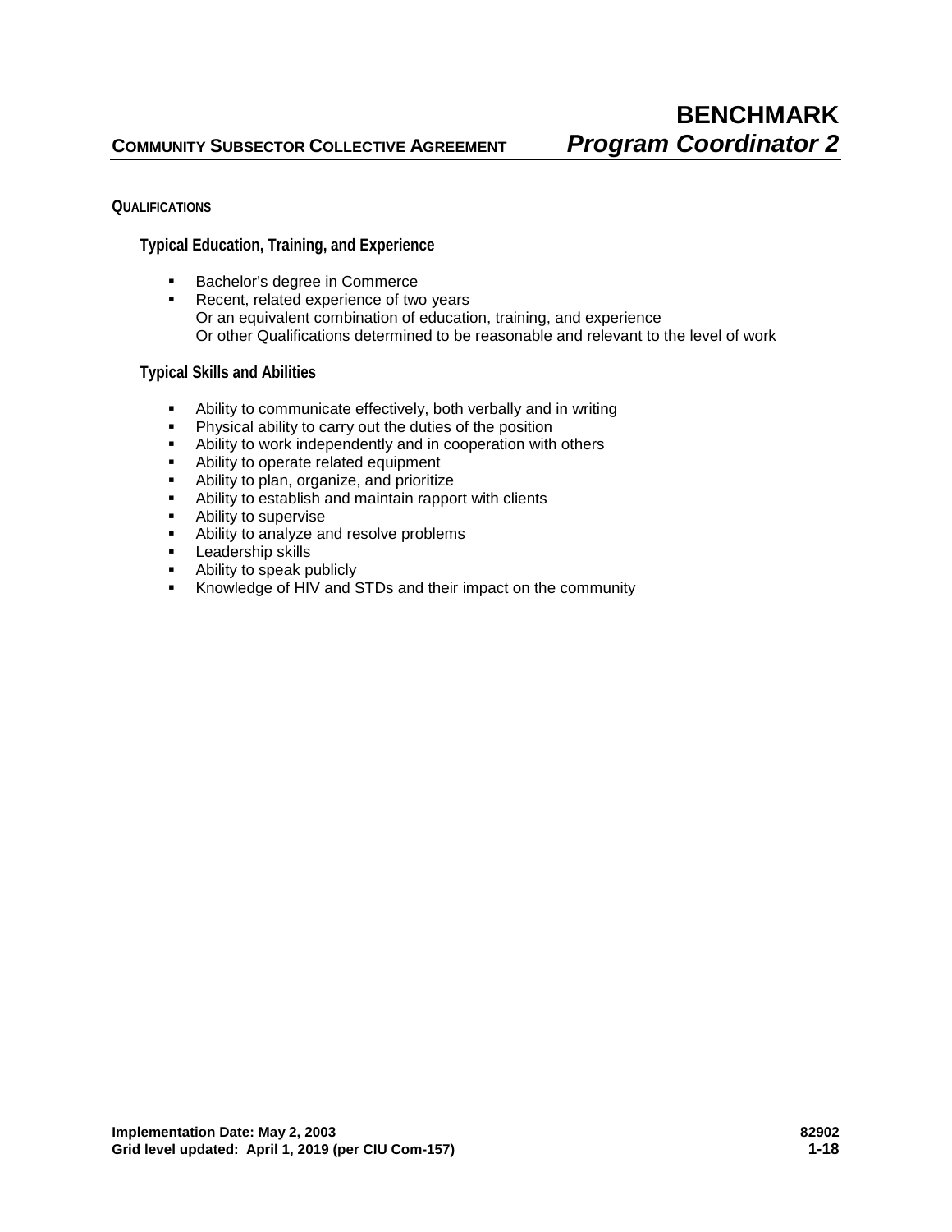## QUALIFICATIONS

### Typical Education, Training, and Experience

- Bachelor's degree in Commerce
- Recent, related experience of two years
  Or an equivalent combination of education, training, and experience
  Or other Qualifications determined to be reasonable and relevant to the level of work

### Typical Skills and Abilities

- Ability to communicate effectively, both verbally and in writing
- Physical ability to carry out the duties of the position
- Ability to work independently and in cooperation with others
- Ability to operate related equipment
- Ability to plan, organize, and prioritize
- Ability to establish and maintain rapport with clients
- Ability to supervise
- Ability to analyze and resolve problems
- Leadership skills
- Ability to speak publicly
- Knowledge of HIV and STDs and their impact on the community